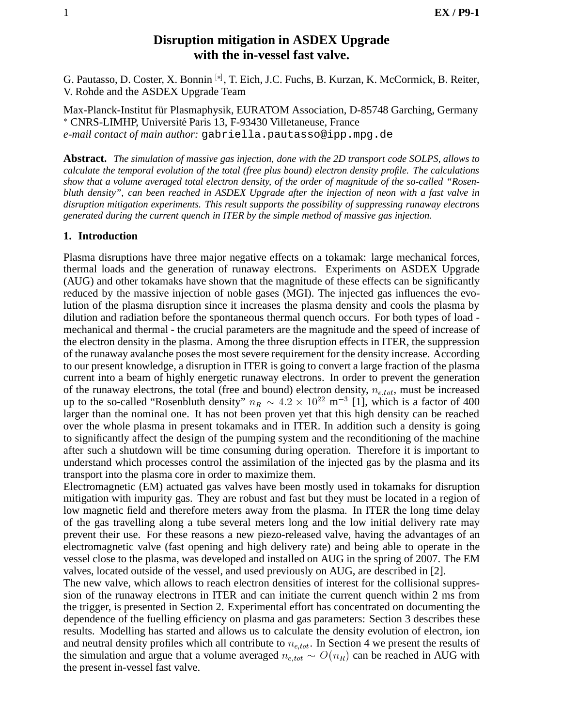# Disruption mitigation in ASDEX Upgrade with the in-vessel fast valve.

G. Pautasso, D. Coster, X. Bonnin [*], T. Eich, J.C. Fuchs, B. Kurzan, K. McCormick, B. Reiter, V. Rohde and the ASDEX Upgrade Team

Max-Planck-Institut für Plasmaphysik, EURATOM Association, D-85748 Garching, Germany
[*] CNRS-LIMHP, Université Paris 13, F-93430 Villetaneuse, France
*e-mail contact of main author:* gabriella.pautasso@ipp.mpg.de

**Abstract.** *The simulation of massive gas injection, done with the 2D transport code SOLPS, allows to calculate the temporal evolution of the total (free plus bound) electron density profile. The calculations show that a volume averaged total electron density, of the order of magnitude of the so-called "Rosenbluth density", can been reached in ASDEX Upgrade after the injection of neon with a fast valve in disruption mitigation experiments. This result supports the possibility of suppressing runaway electrons generated during the current quench in ITER by the simple method of massive gas injection.*

## 1. Introduction

Plasma disruptions have three major negative effects on a tokamak: large mechanical forces, thermal loads and the generation of runaway electrons. Experiments on ASDEX Upgrade (AUG) and other tokamaks have shown that the magnitude of these effects can be significantly reduced by the massive injection of noble gases (MGI). The injected gas influences the evolution of the plasma disruption since it increases the plasma density and cools the plasma by dilution and radiation before the spontaneous thermal quench occurs. For both types of load - mechanical and thermal - the crucial parameters are the magnitude and the speed of increase of the electron density in the plasma. Among the three disruption effects in ITER, the suppression of the runaway avalanche poses the most severe requirement for the density increase. According to our present knowledge, a disruption in ITER is going to convert a large fraction of the plasma current into a beam of highly energetic runaway electrons. In order to prevent the generation of the runaway electrons, the total (free and bound) electron density, $n_{e,tot}$, must be increased up to the so-called "Rosenbluth density" $n_R \sim 4.2 \times 10^{22}$ m$^{-3}$ [1], which is a factor of 400 larger than the nominal one. It has not been proven yet that this high density can be reached over the whole plasma in present tokamaks and in ITER. In addition such a density is going to significantly affect the design of the pumping system and the reconditioning of the machine after such a shutdown will be time consuming during operation. Therefore it is important to understand which processes control the assimilation of the injected gas by the plasma and its transport into the plasma core in order to maximize them.

Electromagnetic (EM) actuated gas valves have been mostly used in tokamaks for disruption mitigation with impurity gas. They are robust and fast but they must be located in a region of low magnetic field and therefore meters away from the plasma. In ITER the long time delay of the gas travelling along a tube several meters long and the low initial delivery rate may prevent their use. For these reasons a new piezo-released valve, having the advantages of an electromagnetic valve (fast opening and high delivery rate) and being able to operate in the vessel close to the plasma, was developed and installed on AUG in the spring of 2007. The EM valves, located outside of the vessel, and used previously on AUG, are described in [2].

The new valve, which allows to reach electron densities of interest for the collisional suppression of the runaway electrons in ITER and can initiate the current quench within 2 ms from the trigger, is presented in Section 2. Experimental effort has concentrated on documenting the dependence of the fuelling efficiency on plasma and gas parameters: Section 3 describes these results. Modelling has started and allows us to calculate the density evolution of electron, ion and neutral density profiles which all contribute to $n_{e,tot}$. In Section 4 we present the results of the simulation and argue that a volume averaged $n_{e,tot} \sim O(n_R)$ can be reached in AUG with the present in-vessel fast valve.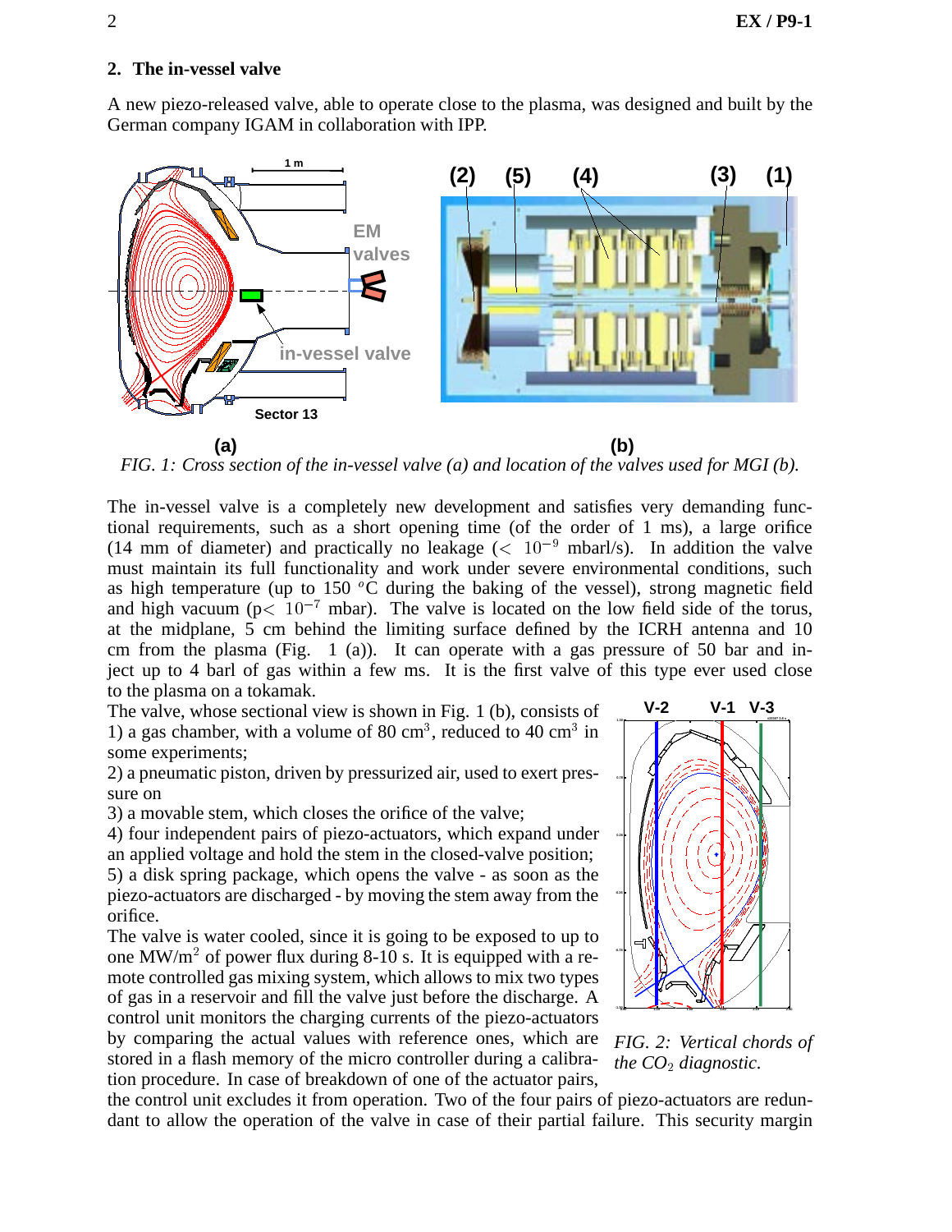## 2. The in-vessel valve

A new piezo-released valve, able to operate close to the plasma, was designed and built by the German company IGAM in collaboration with IPP.

*FIG. 1: Cross section of the in-vessel valve (a) and location of the valves used for MGI (b).*

The in-vessel valve is a completely new development and satisfies very demanding functional requirements, such as a short opening time (of the order of 1 ms), a large orifice (14 mm of diameter) and practically no leakage ($< 10^{-9}$ mbarl/s). In addition the valve must maintain its full functionality and work under severe environmental conditions, such as high temperature (up to 150 $^o$C during the baking of the vessel), strong magnetic field and high vacuum ($p < 10^{-7}$ mbar). The valve is located on the low field side of the torus, at the midplane, 5 cm behind the limiting surface defined by the ICRH antenna and 10 cm from the plasma (Fig. 1 (a)). It can operate with a gas pressure of 50 bar and inject up to 4 barl of gas within a few ms. It is the first valve of this type ever used close to the plasma on a tokamak.

The valve, whose sectional view is shown in Fig. 1 (b), consists of 1) a gas chamber, with a volume of 80 cm$^3$, reduced to 40 cm$^3$ in some experiments;

2) a pneumatic piston, driven by pressurized air, used to exert pressure on

3) a movable stem, which closes the orifice of the valve;

4) four independent pairs of piezo-actuators, which expand under an applied voltage and hold the stem in the closed-valve position;

5) a disk spring package, which opens the valve - as soon as the piezo-actuators are discharged - by moving the stem away from the orifice.

The valve is water cooled, since it is going to be exposed to up to one MW/m$^2$ of power flux during 8-10 s. It is equipped with a remote controlled gas mixing system, which allows to mix two types of gas in a reservoir and fill the valve just before the discharge. A control unit monitors the charging currents of the piezo-actuators by comparing the actual values with reference ones, which are stored in a flash memory of the micro controller during a calibration procedure. In case of breakdown of one of the actuator pairs, the control unit excludes it from operation. Two of the four pairs of piezo-actuators are redundant to allow the operation of the valve in case of their partial failure. This security margin

*FIG. 2: Vertical chords of the $CO_2$ diagnostic.*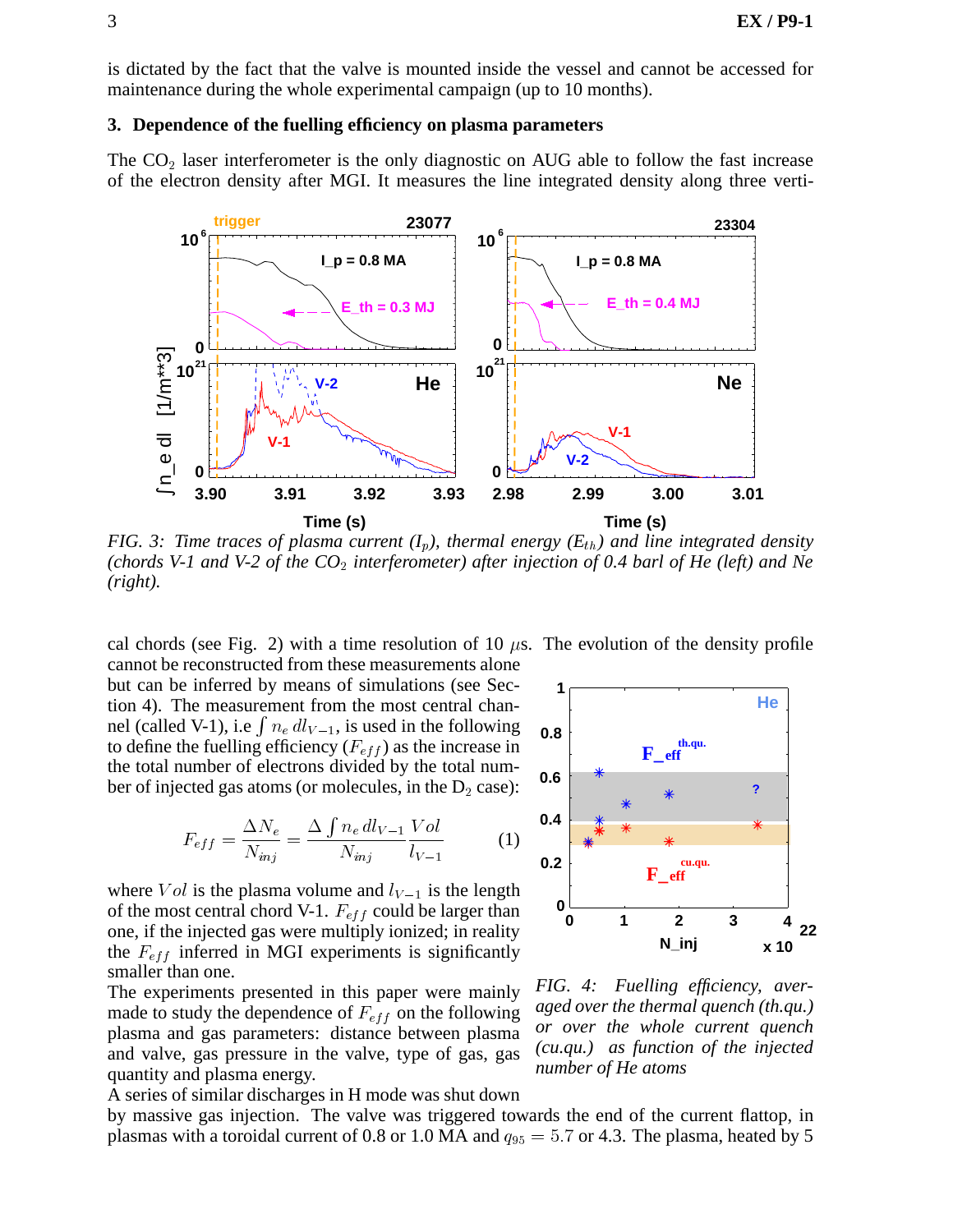is dictated by the fact that the valve is mounted inside the vessel and cannot be accessed for maintenance during the whole experimental campaign (up to 10 months).

### 3. Dependence of the fuelling efficiency on plasma parameters

The $CO_2$ laser interferometer is the only diagnostic on AUG able to follow the fast increase of the electron density after MGI. It measures the line integrated density along three vertical chords (see Fig. 2) with a time resolution of 10 $\mu$s. The evolution of the density profile cannot be reconstructed from these measurements alone but can be inferred by means of simulations (see Section 4). The measurement from the most central channel (called V-1), i.e $\int n_e \, dl_{V-1}$, is used in the following to define the fuelling efficiency ($F_{eff}$) as the increase in the total number of electrons divided by the total number of injected gas atoms (or molecules, in the $D_2$ case):

*FIG. 3: Time traces of plasma current ($I_p$), thermal energy ($E_{th}$) and line integrated density (chords V-1 and V-2 of the $CO_2$ interferometer) after injection of 0.4 barl of He (left) and Ne (right).*

$$F_{eff} = \frac{\Delta N_e}{N_{inj}} = \frac{\Delta \int n_e \, dl_{V-1}}{N_{inj}} \frac{Vol}{l_{V-1}} \qquad (1)$$

where $Vol$ is the plasma volume and $l_{V-1}$ is the length of the most central chord V-1. $F_{eff}$ could be larger than one, if the injected gas were multiply ionized; in reality the $F_{eff}$ inferred in MGI experiments is significantly smaller than one.

The experiments presented in this paper were mainly made to study the dependence of $F_{eff}$ on the following plasma and gas parameters: distance between plasma and valve, gas pressure in the valve, type of gas, gas quantity and plasma energy.

*FIG. 4: Fuelling efficiency, averaged over the thermal quench (th.qu.) or over the whole current quench (cu.qu.) as function of the injected number of He atoms*

A series of similar discharges in H mode was shut down by massive gas injection. The valve was triggered towards the end of the current flattop, in plasmas with a toroidal current of 0.8 or 1.0 MA and $q_{95} = 5.7$ or 4.3. The plasma, heated by 5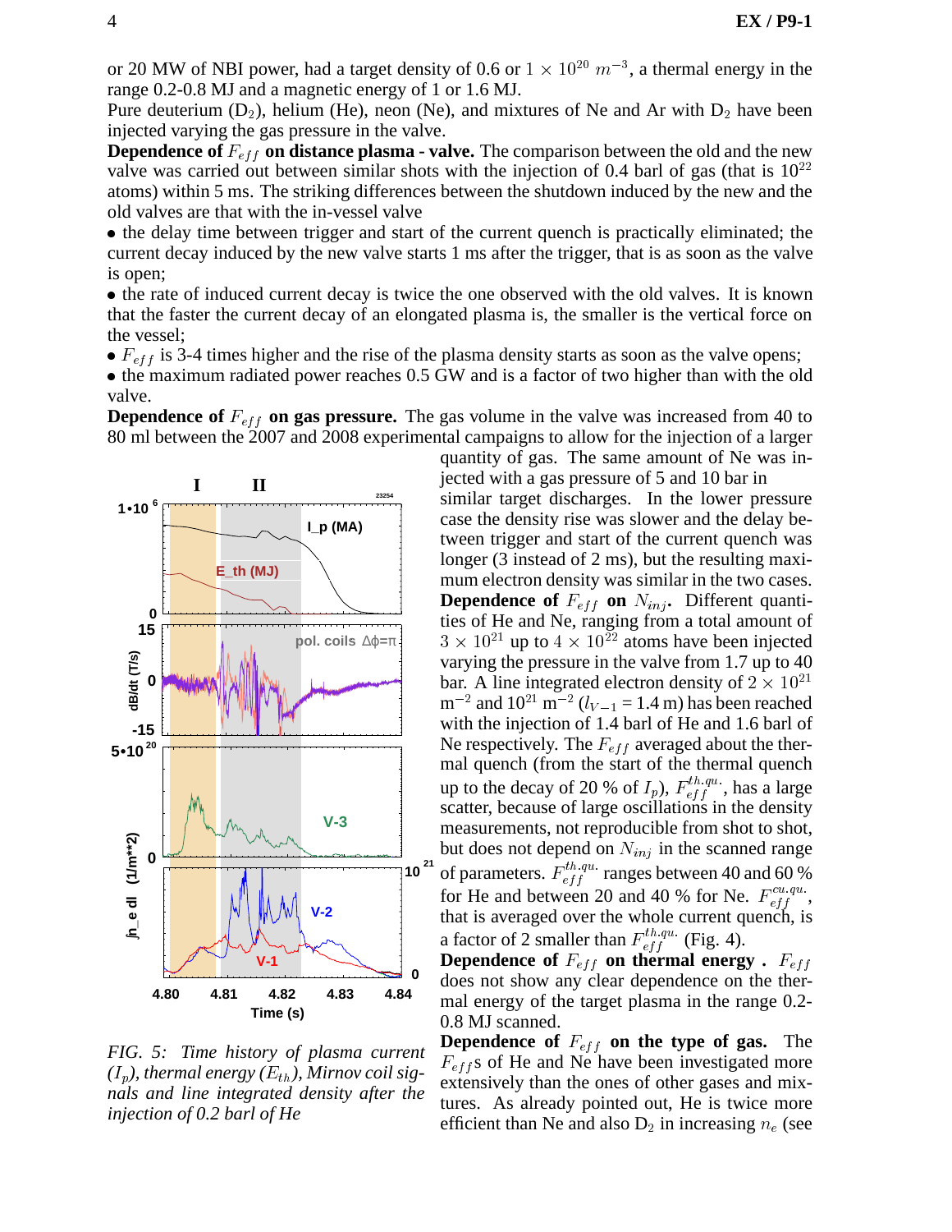or 20 MW of NBI power, had a target density of 0.6 or $1 \times 10^{20}$ $m^{-3}$, a thermal energy in the range 0.2-0.8 MJ and a magnetic energy of 1 or 1.6 MJ.

Pure deuterium ($D_2$), helium (He), neon (Ne), and mixtures of Ne and Ar with $D_2$ have been injected varying the gas pressure in the valve.

**Dependence of $F_{eff}$ on distance plasma - valve.** The comparison between the old and the new valve was carried out between similar shots with the injection of 0.4 barl of gas (that is $10^{22}$ atoms) within 5 ms. The striking differences between the shutdown induced by the new and the old valves are that with the in-vessel valve

- the delay time between trigger and start of the current quench is practically eliminated; the current decay induced by the new valve starts 1 ms after the trigger, that is as soon as the valve is open;
- the rate of induced current decay is twice the one observed with the old valves. It is known that the faster the current decay of an elongated plasma is, the smaller is the vertical force on the vessel;
- $F_{eff}$ is 3-4 times higher and the rise of the plasma density starts as soon as the valve opens;
- the maximum radiated power reaches 0.5 GW and is a factor of two higher than with the old valve.

**Dependence of $F_{eff}$ on gas pressure.** The gas volume in the valve was increased from 40 to 80 ml between the 2007 and 2008 experimental campaigns to allow for the injection of a larger quantity of gas. The same amount of Ne was injected with a gas pressure of 5 and 10 bar in similar target discharges. In the lower pressure case the density rise was slower and the delay between trigger and start of the current quench was longer (3 instead of 2 ms), but the resulting maximum electron density was similar in the two cases.

**Dependence of $F_{eff}$ on $N_{inj}$.** Different quantities of He and Ne, ranging from a total amount of $3 \times 10^{21}$ up to $4 \times 10^{22}$ atoms have been injected varying the pressure in the valve from 1.7 up to 40 bar. A line integrated electron density of $2 \times 10^{21}$ $m^{-2}$ and $10^{21}$ $m^{-2}$ ($l_{V-1} = 1.4$ m) has been reached with the injection of 1.4 barl of He and 1.6 barl of Ne respectively. The $F_{eff}$ averaged about the thermal quench (from the start of the thermal quench up to the decay of 20 % of $I_p$), $F_{eff}^{th.qu.}$, has a large scatter, because of large oscillations in the density measurements, not reproducible from shot to shot, but does not depend on $N_{inj}$ in the scanned range of parameters. $F_{eff}^{th.qu.}$ ranges between 40 and 60 % for He and between 20 and 40 % for Ne. $F_{eff}^{cu.qu.}$, that is averaged over the whole current quench, is a factor of 2 smaller than $F_{eff}^{th.qu.}$ (Fig. 4).

**Dependence of $F_{eff}$ on thermal energy .** $F_{eff}$ does not show any clear dependence on the thermal energy of the target plasma in the range 0.2-0.8 MJ scanned.

*FIG. 5: Time history of plasma current ($I_p$), thermal energy ($E_{th}$), Mirnov coil signals and line integrated density after the injection of 0.2 barl of He*

**Dependence of $F_{eff}$ on the type of gas.** The $F_{eff}$s of He and Ne have been investigated more extensively than the ones of other gases and mixtures. As already pointed out, He is twice more efficient than Ne and also $D_2$ in increasing $n_e$ (see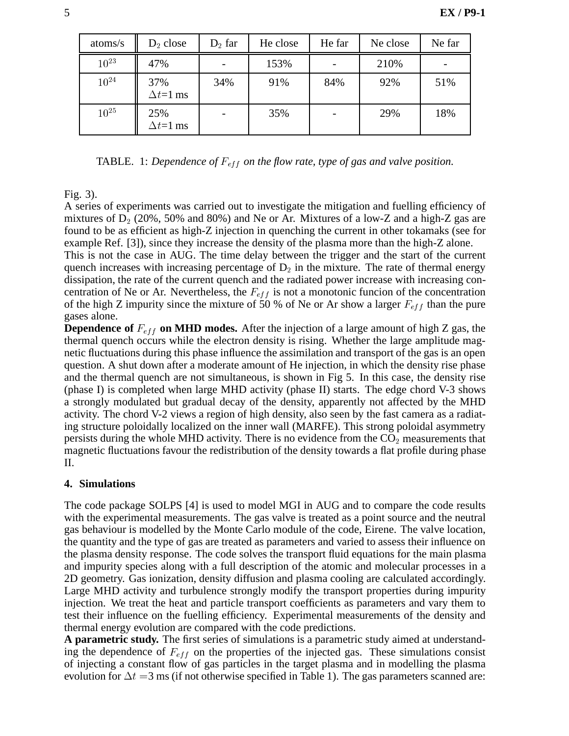| atoms/s | $D_2$ close | $D_2$ far | He close | He far | Ne close | Ne far |
|---|---|---|---|---|---|---|
| $10^{23}$ | 47% | - | 153% | - | 210% | - |
| $10^{24}$ | 37% $\Delta t$=1 ms | 34% | 91% | 84% | 92% | 51% |
| $10^{25}$ | 25% $\Delta t$=1 ms | - | 35% | - | 29% | 18% |

TABLE. 1: *Dependence of $F_{eff}$ on the flow rate, type of gas and valve position.*

Fig. 3).

A series of experiments was carried out to investigate the mitigation and fuelling efficiency of mixtures of $D_2$ (20%, 50% and 80%) and Ne or Ar. Mixtures of a low-Z and a high-Z gas are found to be as efficient as high-Z injection in quenching the current in other tokamaks (see for example Ref. [3]), since they increase the density of the plasma more than the high-Z alone.

This is not the case in AUG. The time delay between the trigger and the start of the current quench increases with increasing percentage of $D_2$ in the mixture. The rate of thermal energy dissipation, the rate of the current quench and the radiated power increase with increasing concentration of Ne or Ar. Nevertheless, the $F_{eff}$ is not a monotonic funcion of the concentration of the high Z impurity since the mixture of 50 % of Ne or Ar show a larger $F_{eff}$ than the pure gases alone.

**Dependence of $F_{eff}$ on MHD modes.** After the injection of a large amount of high Z gas, the thermal quench occurs while the electron density is rising. Whether the large amplitude magnetic fluctuations during this phase influence the assimilation and transport of the gas is an open question. A shut down after a moderate amount of He injection, in which the density rise phase and the thermal quench are not simultaneous, is shown in Fig 5. In this case, the density rise (phase I) is completed when large MHD activity (phase II) starts. The edge chord V-3 shows a strongly modulated but gradual decay of the density, apparently not affected by the MHD activity. The chord V-2 views a region of high density, also seen by the fast camera as a radiating structure poloidally localized on the inner wall (MARFE). This strong poloidal asymmetry persists during the whole MHD activity. There is no evidence from the $CO_2$ measurements that magnetic fluctuations favour the redistribution of the density towards a flat profile during phase II.

## 4. Simulations

The code package SOLPS [4] is used to model MGI in AUG and to compare the code results with the experimental measurements. The gas valve is treated as a point source and the neutral gas behaviour is modelled by the Monte Carlo module of the code, Eirene. The valve location, the quantity and the type of gas are treated as parameters and varied to assess their influence on the plasma density response. The code solves the transport fluid equations for the main plasma and impurity species along with a full description of the atomic and molecular processes in a 2D geometry. Gas ionization, density diffusion and plasma cooling are calculated accordingly. Large MHD activity and turbulence strongly modify the transport properties during impurity injection. We treat the heat and particle transport coefficients as parameters and vary them to test their influence on the fuelling efficiency. Experimental measurements of the density and thermal energy evolution are compared with the code predictions.

**A parametric study.** The first series of simulations is a parametric study aimed at understanding the dependence of $F_{eff}$ on the properties of the injected gas. These simulations consist of injecting a constant flow of gas particles in the target plasma and in modelling the plasma evolution for $\Delta t$ =3 ms (if not otherwise specified in Table 1). The gas parameters scanned are: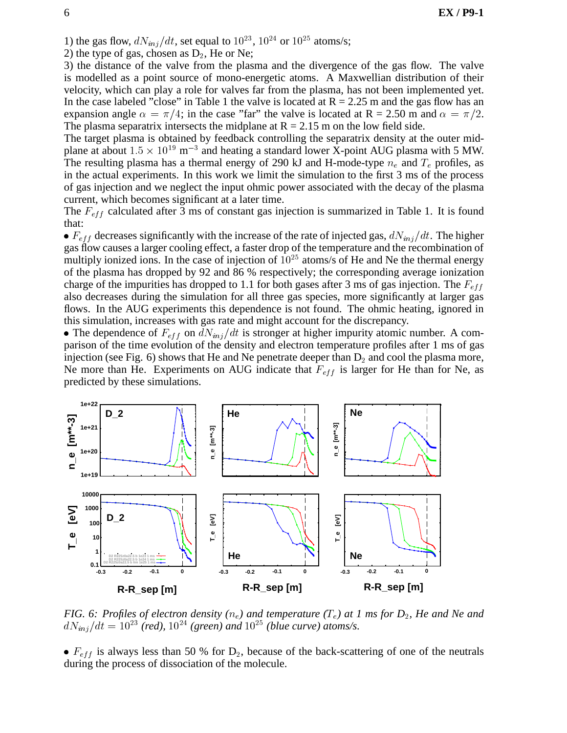1) the gas flow, $dN_{inj}/dt$, set equal to $10^{23}$, $10^{24}$ or $10^{25}$ atoms/s;
2) the type of gas, chosen as $D_2$, He or Ne;
3) the distance of the valve from the plasma and the divergence of the gas flow. The valve is modelled as a point source of mono-energetic atoms. A Maxwellian distribution of their velocity, which can play a role for valves far from the plasma, has not been implemented yet. In the case labeled "close" in Table 1 the valve is located at R = 2.25 m and the gas flow has an expansion angle $\alpha = \pi/4$; in the case "far" the valve is located at R = 2.50 m and $\alpha = \pi/2$. The plasma separatrix intersects the midplane at R = 2.15 m on the low field side.

The target plasma is obtained by feedback controlling the separatrix density at the outer midplane at about $1.5 \times 10^{19}$ m$^{-3}$ and heating a standard lower X-point AUG plasma with 5 MW. The resulting plasma has a thermal energy of 290 kJ and H-mode-type $n_e$ and $T_e$ profiles, as in the actual experiments. In this work we limit the simulation to the first 3 ms of the process of gas injection and we neglect the input ohmic power associated with the decay of the plasma current, which becomes significant at a later time.

The $F_{eff}$ calculated after 3 ms of constant gas injection is summarized in Table 1. It is found that:

- $F_{eff}$ decreases significantly with the increase of the rate of injected gas, $dN_{inj}/dt$. The higher gas flow causes a larger cooling effect, a faster drop of the temperature and the recombination of multiply ionized ions. In the case of injection of $10^{25}$ atoms/s of He and Ne the thermal energy of the plasma has dropped by 92 and 86 % respectively; the corresponding average ionization charge of the impurities has dropped to 1.1 for both gases after 3 ms of gas injection. The $F_{eff}$ also decreases during the simulation for all three gas species, more significantly at larger gas flows. In the AUG experiments this dependence is not found. The ohmic heating, ignored in this simulation, increases with gas rate and might account for the discrepancy.
- The dependence of $F_{eff}$ on $dN_{inj}/dt$ is stronger at higher impurity atomic number. A comparison of the time evolution of the density and electron temperature profiles after 1 ms of gas injection (see Fig. 6) shows that He and Ne penetrate deeper than $D_2$ and cool the plasma more, Ne more than He. Experiments on AUG indicate that $F_{eff}$ is larger for He than for Ne, as predicted by these simulations.

*FIG. 6: Profiles of electron density ($n_e$) and temperature ($T_e$) at 1 ms for $D_2$, He and Ne and $dN_{inj}/dt = 10^{23}$ (red), $10^{24}$ (green) and $10^{25}$ (blue curve) atoms/s.*

- $F_{eff}$ is always less than 50 % for $D_2$, because of the back-scattering of one of the neutrals during the process of dissociation of the molecule.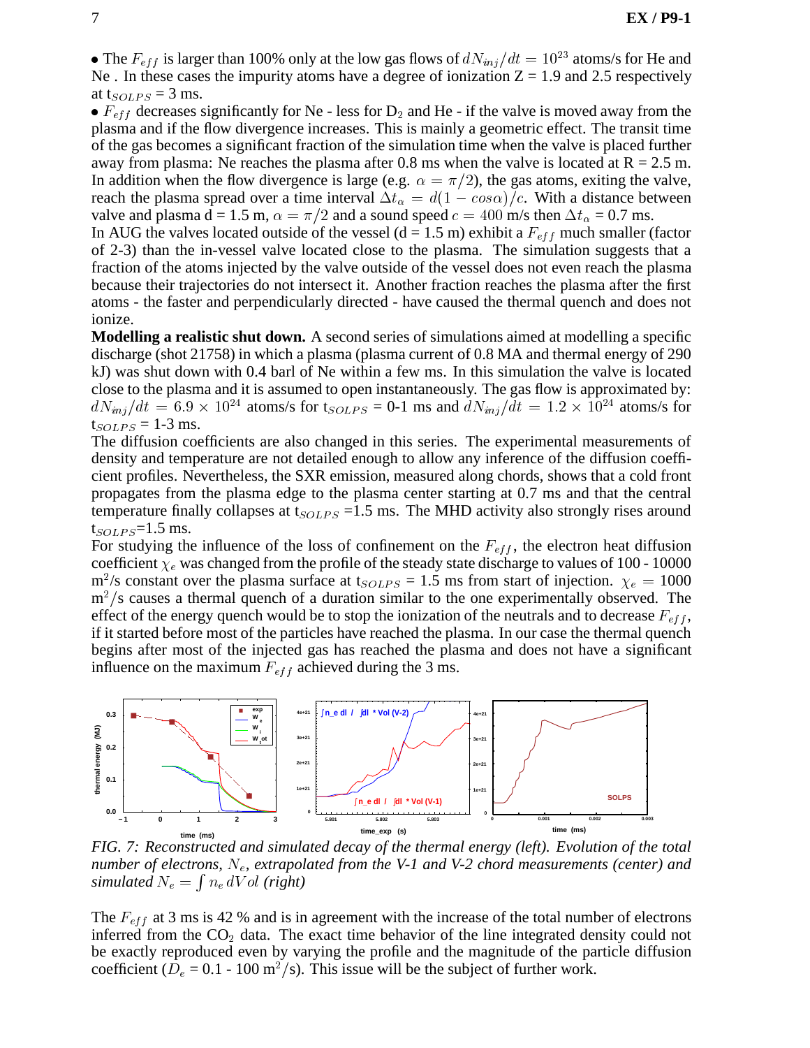- The $F_{eff}$ is larger than 100% only at the low gas flows of $dN_{inj}/dt = 10^{23}$ atoms/s for He and Ne . In these cases the impurity atoms have a degree of ionization Z = 1.9 and 2.5 respectively at $t_{SOLPS}$ = 3 ms.
- $F_{eff}$ decreases significantly for Ne - less for $D_2$ and He - if the valve is moved away from the plasma and if the flow divergence increases. This is mainly a geometric effect. The transit time of the gas becomes a significant fraction of the simulation time when the valve is placed further away from plasma: Ne reaches the plasma after 0.8 ms when the valve is located at R = 2.5 m. In addition when the flow divergence is large (e.g. $\alpha = \pi/2$), the gas atoms, exiting the valve, reach the plasma spread over a time interval $\Delta t_{\alpha} = d(1 - cos\alpha)/c$. With a distance between valve and plasma d = 1.5 m, $\alpha = \pi/2$ and a sound speed $c = 400$ m/s then $\Delta t_{\alpha}$ = 0.7 ms.

In AUG the valves located outside of the vessel (d = 1.5 m) exhibit a $F_{eff}$ much smaller (factor of 2-3) than the in-vessel valve located close to the plasma. The simulation suggests that a fraction of the atoms injected by the valve outside of the vessel does not even reach the plasma because their trajectories do not intersect it. Another fraction reaches the plasma after the first atoms - the faster and perpendicularly directed - have caused the thermal quench and does not ionize.

**Modelling a realistic shut down.** A second series of simulations aimed at modelling a specific discharge (shot 21758) in which a plasma (plasma current of 0.8 MA and thermal energy of 290 kJ) was shut down with 0.4 barl of Ne within a few ms. In this simulation the valve is located close to the plasma and it is assumed to open instantaneously. The gas flow is approximated by: $dN_{inj}/dt = 6.9 \times 10^{24}$ atoms/s for $t_{SOLPS}$ = 0-1 ms and $dN_{inj}/dt = 1.2 \times 10^{24}$ atoms/s for $t_{SOLPS}$ = 1-3 ms.

The diffusion coefficients are also changed in this series. The experimental measurements of density and temperature are not detailed enough to allow any inference of the diffusion coefficient profiles. Nevertheless, the SXR emission, measured along chords, shows that a cold front propagates from the plasma edge to the plasma center starting at 0.7 ms and that the central temperature finally collapses at $t_{SOLPS}$ =1.5 ms. The MHD activity also strongly rises around $t_{SOLPS}$=1.5 ms.

For studying the influence of the loss of confinement on the $F_{eff}$, the electron heat diffusion coefficient $\chi_e$ was changed from the profile of the steady state discharge to values of 100 - 10000 $m^2$/s constant over the plasma surface at $t_{SOLPS}$ = 1.5 ms from start of injection. $\chi_e = 1000$ $m^2$/s causes a thermal quench of a duration similar to the one experimentally observed. The effect of the energy quench would be to stop the ionization of the neutrals and to decrease $F_{eff}$, if it started before most of the particles have reached the plasma. In our case the thermal quench begins after most of the injected gas has reached the plasma and does not have a significant influence on the maximum $F_{eff}$ achieved during the 3 ms.

*FIG. 7: Reconstructed and simulated decay of the thermal energy (left). Evolution of the total number of electrons, $N_e$, extrapolated from the V-1 and V-2 chord measurements (center) and simulated $N_e = \int n_e dVol$ (right)*

The $F_{eff}$ at 3 ms is 42 % and is in agreement with the increase of the total number of electrons inferred from the $CO_2$ data. The exact time behavior of the line integrated density could not be exactly reproduced even by varying the profile and the magnitude of the particle diffusion coefficient ($D_e$ = 0.1 - 100 $m^2$/s). This issue will be the subject of further work.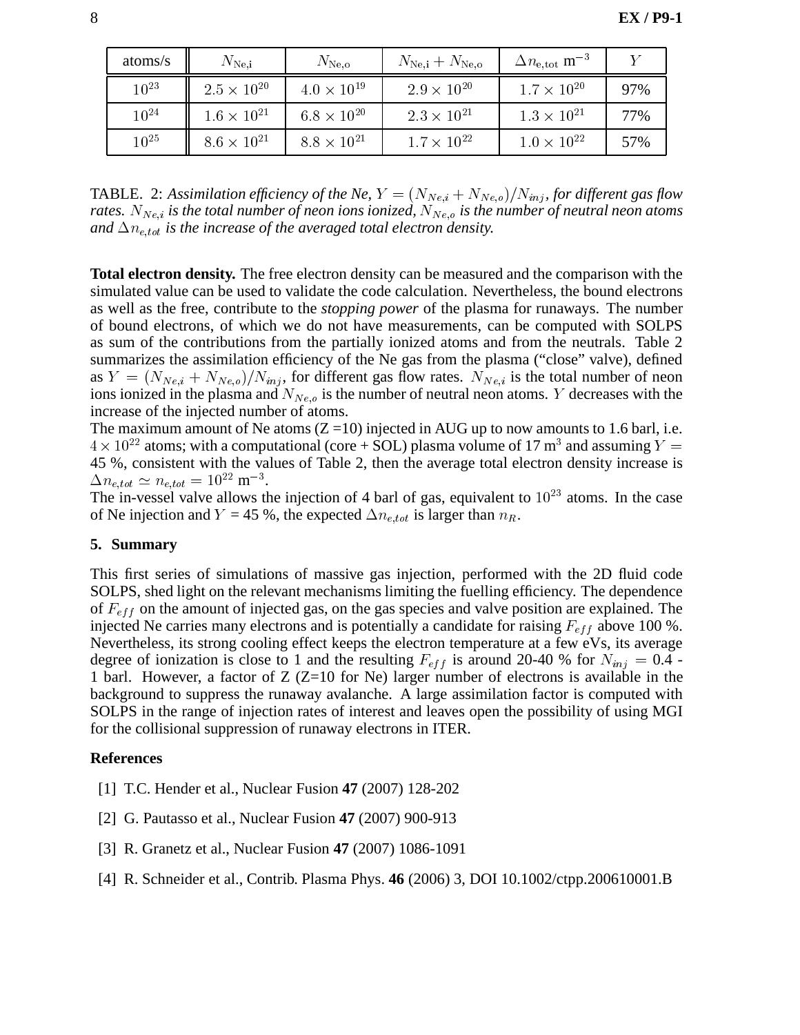| atoms/s | $N_{\mathrm{Ne,i}}$ | $N_{\mathrm{Ne,o}}$ | $N_{\mathrm{Ne,i}} + N_{\mathrm{Ne,o}}$ | $\Delta n_{\mathrm{e,tot}}$ $\mathrm{m}^{-3}$ | $Y$ |
|---|---|---|---|---|---|
| $10^{23}$ | $2.5 \times 10^{20}$ | $4.0 \times 10^{19}$ | $2.9 \times 10^{20}$ | $1.7 \times 10^{20}$ | 97% |
| $10^{24}$ | $1.6 \times 10^{21}$ | $6.8 \times 10^{20}$ | $2.3 \times 10^{21}$ | $1.3 \times 10^{21}$ | 77% |
| $10^{25}$ | $8.6 \times 10^{21}$ | $8.8 \times 10^{21}$ | $1.7 \times 10^{22}$ | $1.0 \times 10^{22}$ | 57% |

TABLE. 2: *Assimilation efficiency of the Ne, $Y = (N_{Ne,i} + N_{Ne,o})/N_{inj}$, for different gas flow rates. $N_{Ne,i}$ is the total number of neon ions ionized, $N_{Ne,o}$ is the number of neutral neon atoms and $\Delta n_{e,tot}$ is the increase of the averaged total electron density.*

**Total electron density.** The free electron density can be measured and the comparison with the simulated value can be used to validate the code calculation. Nevertheless, the bound electrons as well as the free, contribute to the *stopping power* of the plasma for runaways. The number of bound electrons, of which we do not have measurements, can be computed with SOLPS as sum of the contributions from the partially ionized atoms and from the neutrals. Table 2 summarizes the assimilation efficiency of the Ne gas from the plasma ("close" valve), defined as $Y = (N_{Ne,i} + N_{Ne,o})/N_{inj}$, for different gas flow rates. $N_{Ne,i}$ is the total number of neon ions ionized in the plasma and $N_{Ne,o}$ is the number of neutral neon atoms. $Y$ decreases with the increase of the injected number of atoms.
The maximum amount of Ne atoms (Z =10) injected in AUG up to now amounts to 1.6 barl, i.e. $4 \times 10^{22}$ atoms; with a computational (core + SOL) plasma volume of 17 m$^3$ and assuming $Y =$ 45 %, consistent with the values of Table 2, then the average total electron density increase is $\Delta n_{e,tot} \simeq n_{e,tot} = 10^{22}$ m$^{-3}$.
The in-vessel valve allows the injection of 4 barl of gas, equivalent to $10^{23}$ atoms. In the case of Ne injection and $Y$ = 45 %, the expected $\Delta n_{e,tot}$ is larger than $n_R$.

## 5. Summary

This first series of simulations of massive gas injection, performed with the 2D fluid code SOLPS, shed light on the relevant mechanisms limiting the fuelling efficiency. The dependence of $F_{eff}$ on the amount of injected gas, on the gas species and valve position are explained. The injected Ne carries many electrons and is potentially a candidate for raising $F_{eff}$ above 100 %. Nevertheless, its strong cooling effect keeps the electron temperature at a few eVs, its average degree of ionization is close to 1 and the resulting $F_{eff}$ is around 20-40 % for $N_{inj}$ = 0.4 - 1 barl. However, a factor of Z (Z=10 for Ne) larger number of electrons is available in the background to suppress the runaway avalanche. A large assimilation factor is computed with SOLPS in the range of injection rates of interest and leaves open the possibility of using MGI for the collisional suppression of runaway electrons in ITER.

## References

[1] T.C. Hender et al., Nuclear Fusion **47** (2007) 128-202

[2] G. Pautasso et al., Nuclear Fusion **47** (2007) 900-913

[3] R. Granetz et al., Nuclear Fusion **47** (2007) 1086-1091

[4] R. Schneider et al., Contrib. Plasma Phys. **46** (2006) 3, DOI 10.1002/ctpp.200610001.B